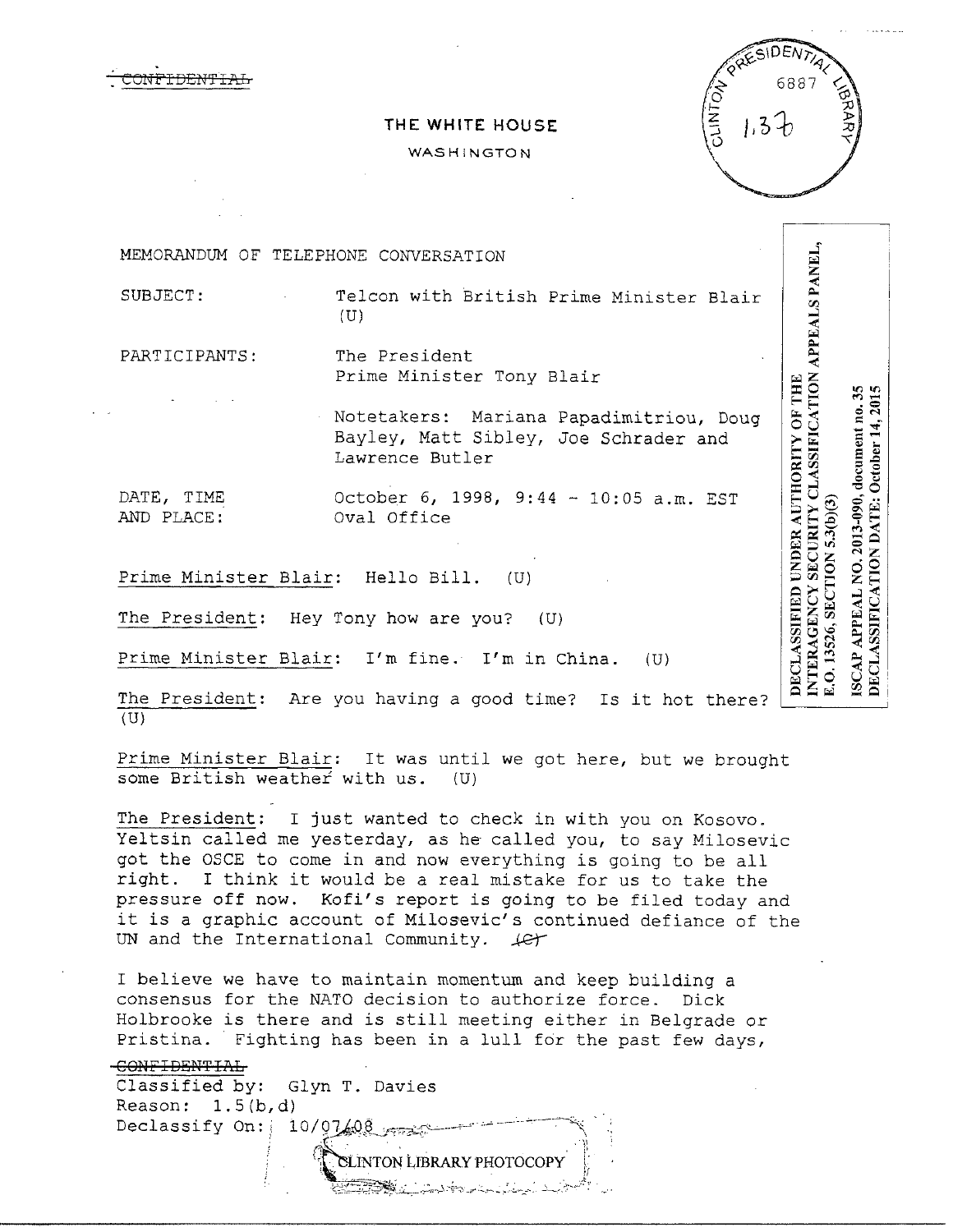~~CONFIDENTIAL~~

THE WHITE HOUSE

WASHINGTON

CLINTON PRESIDENTIAL LIBRARY 6887 1.3b

DECLASSIFIED UNDER AUTHORITY OF THE INTERAGENCY SECURITY CLASSIFICATION APPEALS PANEL, E.O. 13526, SECTION 5.3(b)(3)

ISCAP APPEAL NO. 2013-090, document no. 35
DECLASSIFICATION DATE: October 14, 2015

MEMORANDUM OF TELEPHONE CONVERSATION

SUBJECT: Telcon with British Prime Minister Blair (U)

PARTICIPANTS: The President
Prime Minister Tony Blair

Notetakers: Mariana Papadimitriou, Doug Bayley, Matt Sibley, Joe Schrader and Lawrence Butler

DATE, TIME AND PLACE: October 6, 1998, 9:44 - 10:05 a.m. EST
Oval Office

Prime Minister Blair: Hello Bill. (U)

The President: Hey Tony how are you? (U)

Prime Minister Blair: I'm fine. I'm in China. (U)

The President: Are you having a good time? Is it hot there? (U)

Prime Minister Blair: It was until we got here, but we brought some British weather with us. (U)

The President: I just wanted to check in with you on Kosovo. Yeltsin called me yesterday, as he called you, to say Milosevic got the OSCE to come in and now everything is going to be all right. I think it would be a real mistake for us to take the pressure off now. Kofi's report is going to be filed today and it is a graphic account of Milosevic's continued defiance of the UN and the International Community. ~~(C)~~

I believe we have to maintain momentum and keep building a consensus for the NATO decision to authorize force. Dick Holbrooke is there and is still meeting either in Belgrade or Pristina. Fighting has been in a lull for the past few days,

~~CONFIDENTIAL~~
Classified by: Glyn T. Davies
Reason: 1.5(b,d)
Declassify On: 10/07/08

CLINTON LIBRARY PHOTOCOPY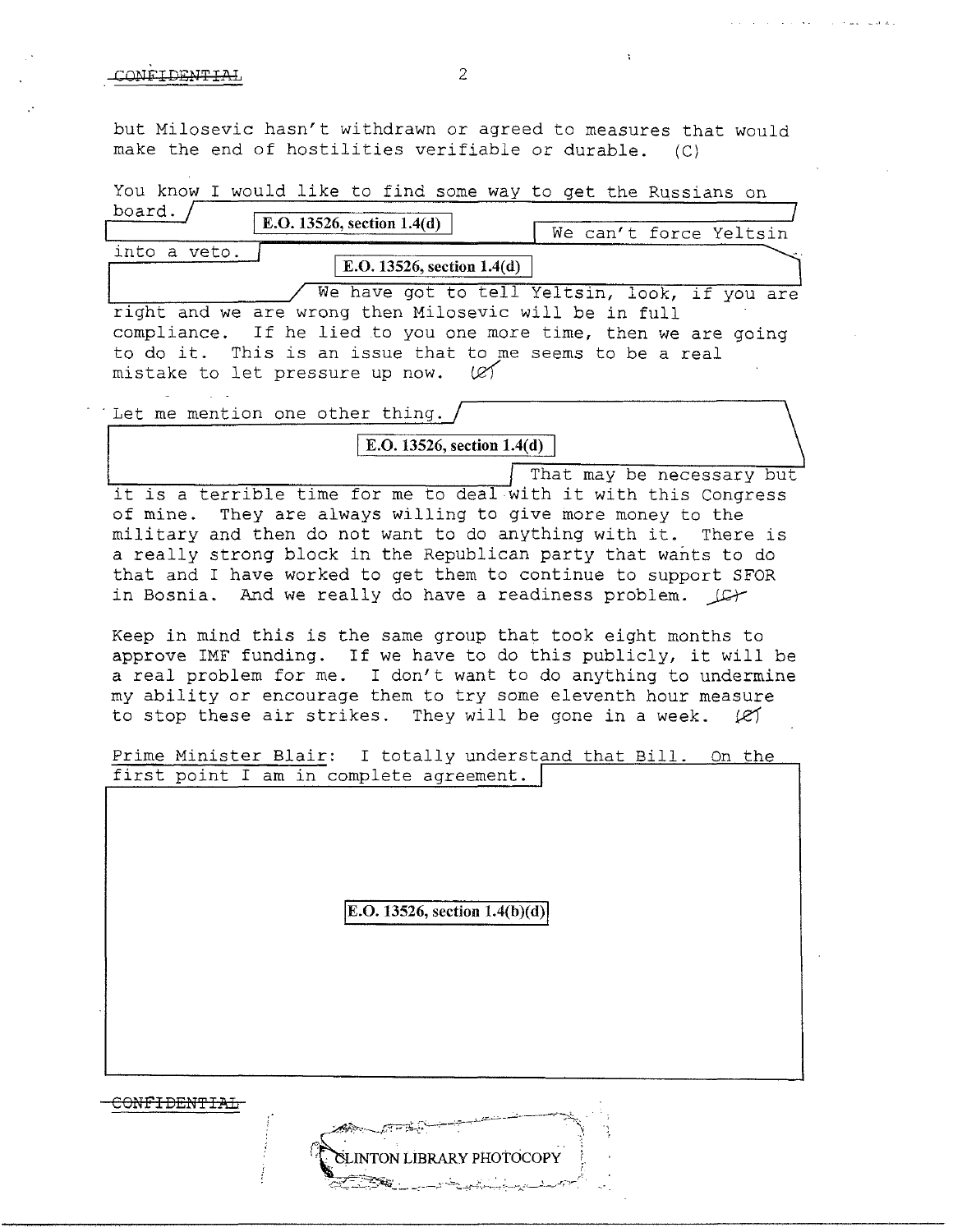but Milosevic hasn't withdrawn or agreed to measures that would make the end of hostilities verifiable or durable. (C)

You know I would like to find some way to get the Russians on board. E.O. 13526, section 1.4(d) We can't force Yeltsin into a veto. E.O. 13526, section 1.4(d) We have got to tell Yeltsin, look, if you are right and we are wrong then Milosevic will be in full compliance. If he lied to you one more time, then we are going to do it. This is an issue that to me seems to be a real mistake to let pressure up now. (C)

Let me mention one other thing. E.O. 13526, section 1.4(d) That may be necessary but it is a terrible time for me to deal with it with this Congress of mine. They are always willing to give more money to the military and then do not want to do anything with it. There is a really strong block in the Republican party that wants to do that and I have worked to get them to continue to support SFOR in Bosnia. And we really do have a readiness problem. (C)

Keep in mind this is the same group that took eight months to approve IMF funding. If we have to do this publicly, it will be a real problem for me. I don't want to do anything to undermine my ability or encourage them to try some eleventh hour measure to stop these air strikes. They will be gone in a week. (C)

Prime Minister Blair: I totally understand that Bill. On the first point I am in complete agreement.

E.O. 13526, section 1.4(b)(d)

CONFIDENTIAL

CLINTON LIBRARY PHOTOCOPY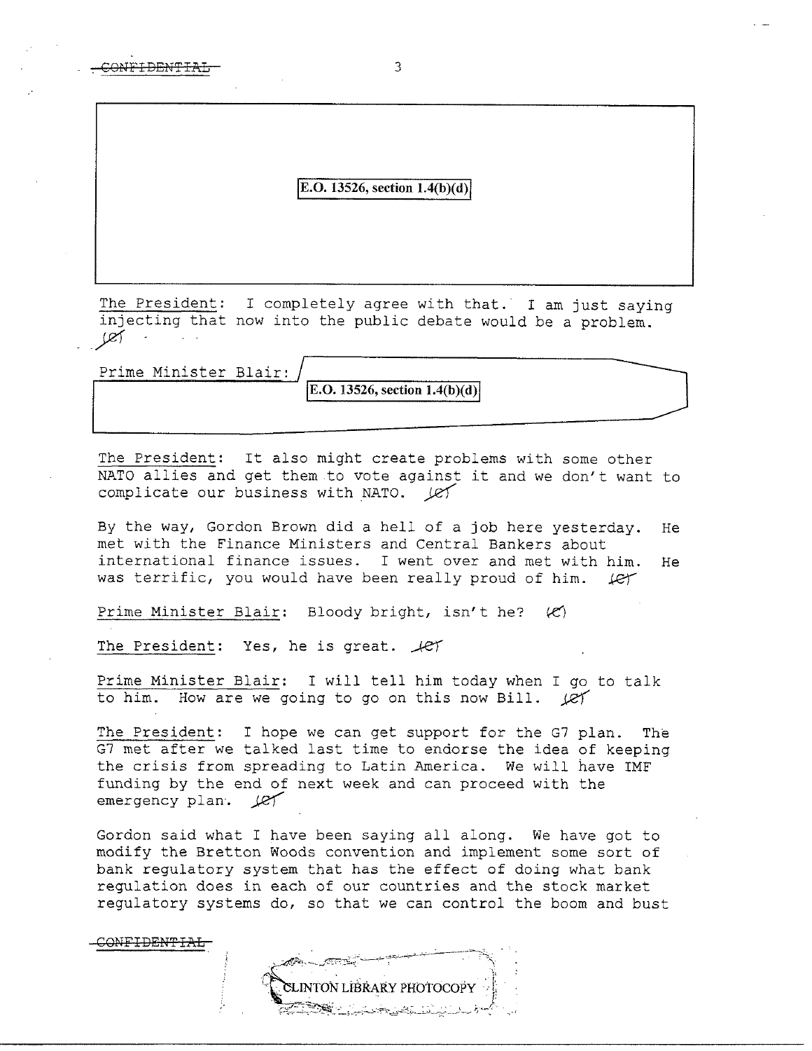E.O. 13526, section 1.4(b)(d)

The President: I completely agree with that. I am just saying injecting that now into the public debate would be a problem. (C)

Prime Minister Blair: E.O. 13526, section 1.4(b)(d)

The President: It also might create problems with some other NATO allies and get them to vote against it and we don't want to complicate our business with NATO. (C)

By the way, Gordon Brown did a hell of a job here yesterday. He met with the Finance Ministers and Central Bankers about international finance issues. I went over and met with him. He was terrific, you would have been really proud of him. (C)

Prime Minister Blair: Bloody bright, isn't he? (C)

The President: Yes, he is great. (C)

Prime Minister Blair: I will tell him today when I go to talk to him. How are we going to go on this now Bill. (C)

The President: I hope we can get support for the G7 plan. The G7 met after we talked last time to endorse the idea of keeping the crisis from spreading to Latin America. We will have IMF funding by the end of next week and can proceed with the emergency plan. (C)

Gordon said what I have been saying all along. We have got to modify the Bretton Woods convention and implement some sort of bank regulatory system that has the effect of doing what bank regulation does in each of our countries and the stock market regulatory systems do, so that we can control the boom and bust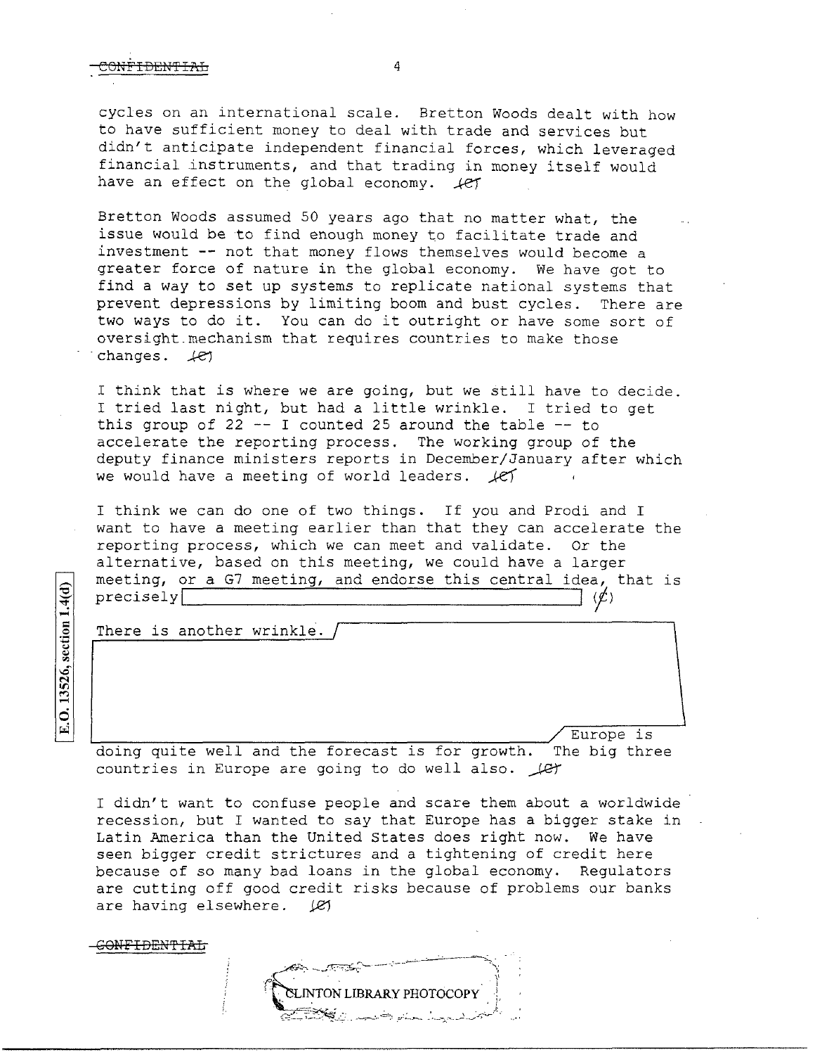cycles on an international scale. Bretton Woods dealt with how to have sufficient money to deal with trade and services but didn't anticipate independent financial forces, which leveraged financial instruments, and that trading in money itself would have an effect on the global economy. (C)

Bretton Woods assumed 50 years ago that no matter what, the issue would be to find enough money to facilitate trade and investment -- not that money flows themselves would become a greater force of nature in the global economy. We have got to find a way to set up systems to replicate national systems that prevent depressions by limiting boom and bust cycles. There are two ways to do it. You can do it outright or have some sort of oversight mechanism that requires countries to make those changes. (C)

I think that is where we are going, but we still have to decide. I tried last night, but had a little wrinkle. I tried to get this group of 22 -- I counted 25 around the table -- to accelerate the reporting process. The working group of the deputy finance ministers reports in December/January after which we would have a meeting of world leaders. (C)

I think we can do one of two things. If you and Prodi and I want to have a meeting earlier than that they can accelerate the reporting process, which we can meet and validate. Or the alternative, based on this meeting, we could have a larger meeting, or a G7 meeting, and endorse this central idea, that is precisely [ ] (C)

There is another wrinkle. [ ] Europe is doing quite well and the forecast is for growth. The big three countries in Europe are going to do well also. (C)

I didn't want to confuse people and scare them about a worldwide recession, but I wanted to say that Europe has a bigger stake in Latin America than the United States does right now. We have seen bigger credit strictures and a tightening of credit here because of so many bad loans in the global economy. Regulators are cutting off good credit risks because of problems our banks are having elsewhere. (C)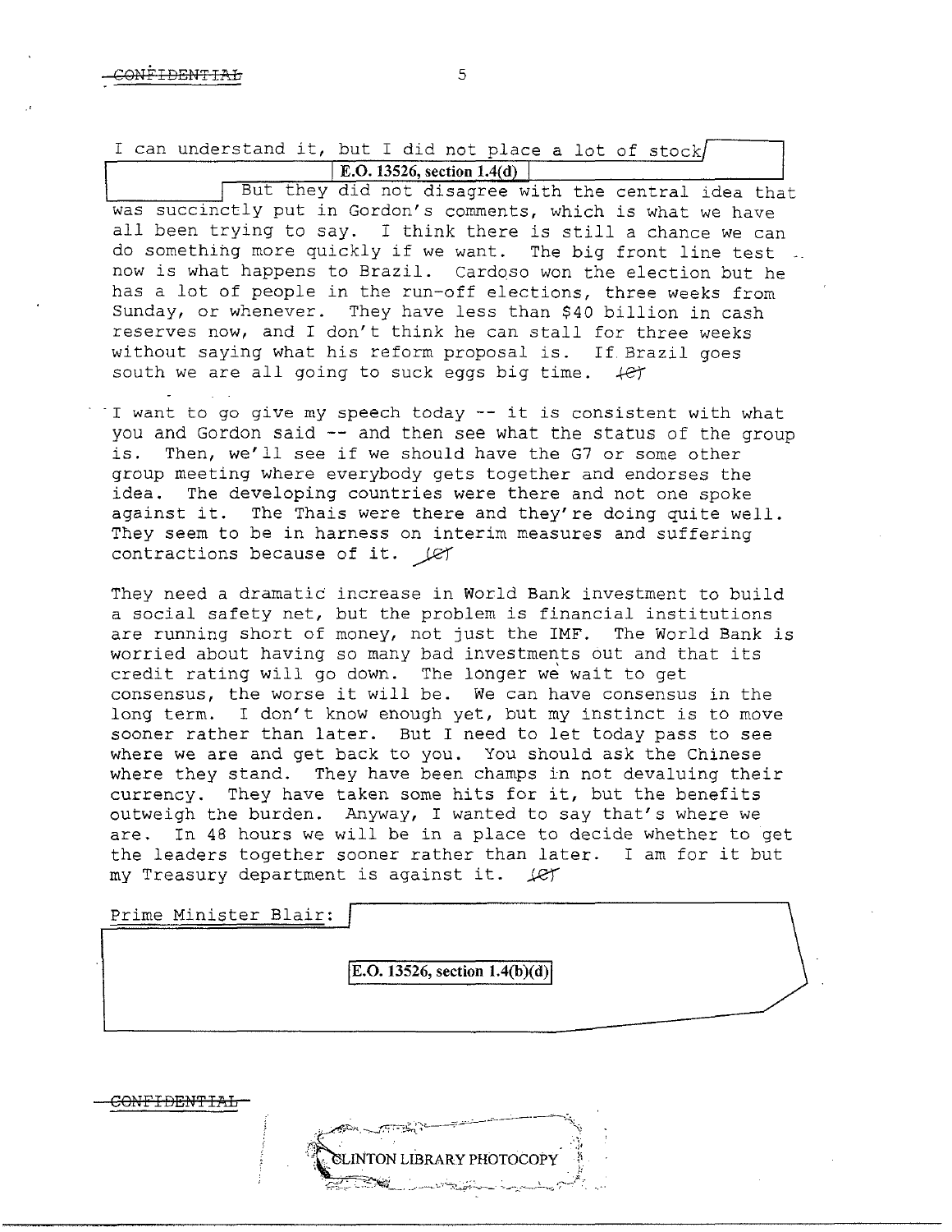I can understand it, but I did not place a lot of stock

E.O. 13526, section 1.4(d)

But they did not disagree with the central idea that was succinctly put in Gordon's comments, which is what we have all been trying to say. I think there is still a chance we can do something more quickly if we want. The big front line test now is what happens to Brazil. Cardoso won the election but he has a lot of people in the run-off elections, three weeks from Sunday, or whenever. They have less than $40 billion in cash reserves now, and I don't think he can stall for three weeks without saying what his reform proposal is. If Brazil goes south we are all going to suck eggs big time. (C)

I want to go give my speech today -- it is consistent with what you and Gordon said -- and then see what the status of the group is. Then, we'll see if we should have the G7 or some other group meeting where everybody gets together and endorses the idea. The developing countries were there and not one spoke against it. The Thais were there and they're doing quite well. They seem to be in harness on interim measures and suffering contractions because of it. (C)

They need a dramatic increase in World Bank investment to build a social safety net, but the problem is financial institutions are running short of money, not just the IMF. The World Bank is worried about having so many bad investments out and that its credit rating will go down. The longer we wait to get consensus, the worse it will be. We can have consensus in the long term. I don't know enough yet, but my instinct is to move sooner rather than later. But I need to let today pass to see where we are and get back to you. You should ask the Chinese where they stand. They have been champs in not devaluing their currency. They have taken some hits for it, but the benefits outweigh the burden. Anyway, I wanted to say that's where we are. In 48 hours we will be in a place to decide whether to get the leaders together sooner rather than later. I am for it but my Treasury department is against it. (C)

Prime Minister Blair:

E.O. 13526, section 1.4(b)(d)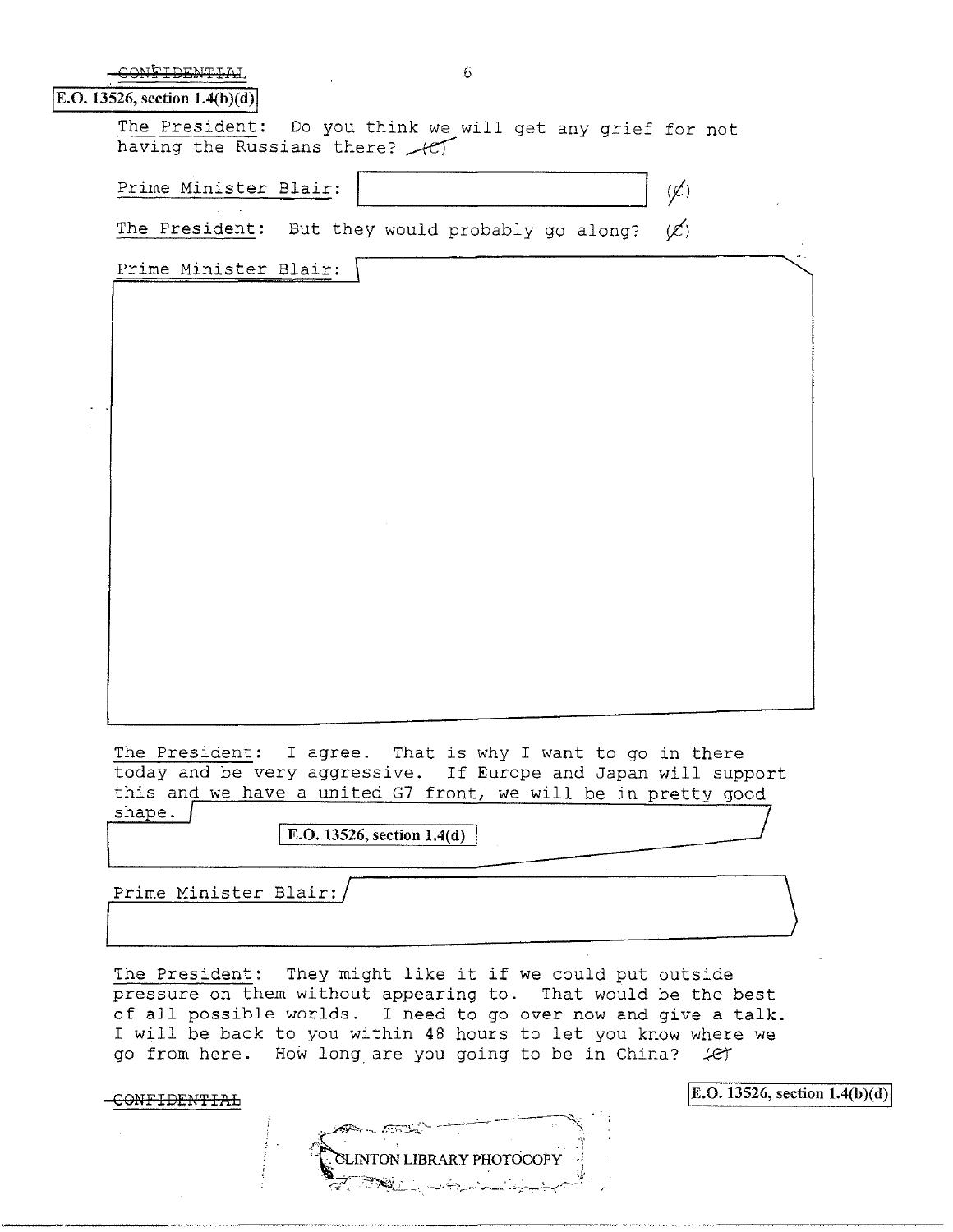CONFIDENTIAL

E.O. 13526, section 1.4(b)(d)

The President: Do you think we will get any grief for not having the Russians there? (C)

Prime Minister Blair: (C)

The President: But they would probably go along? (C)

Prime Minister Blair:

The President: I agree. That is why I want to go in there today and be very aggressive. If Europe and Japan will support this and we have a united G7 front, we will be in pretty good shape.

E.O. 13526, section 1.4(d)

Prime Minister Blair:

The President: They might like it if we could put outside pressure on them without appearing to. That would be the best of all possible worlds. I need to go over now and give a talk. I will be back to you within 48 hours to let you know where we go from here. How long are you going to be in China? (C)

CONFIDENTIAL

E.O. 13526, section 1.4(b)(d)

CLINTON LIBRARY PHOTOCOPY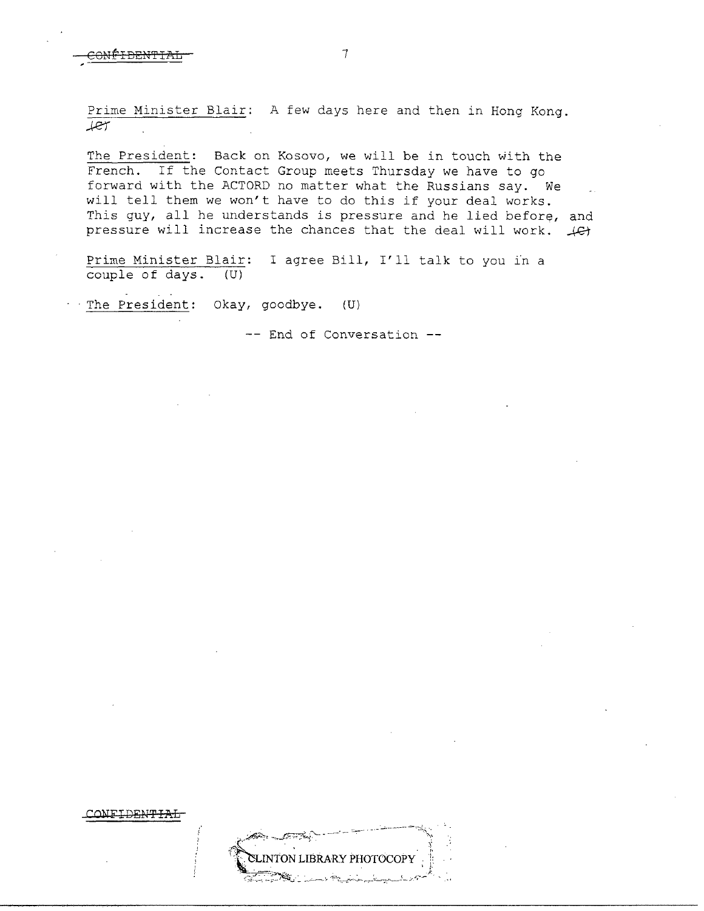Prime Minister Blair: A few days here and then in Hong Kong. (C)

The President: Back on Kosovo, we will be in touch with the French. If the Contact Group meets Thursday we have to go forward with the ACTORD no matter what the Russians say. We will tell them we won't have to do this if your deal works. This guy, all he understands is pressure and he lied before, and pressure will increase the chances that the deal will work. (C)

Prime Minister Blair: I agree Bill, I'll talk to you in a couple of days. (U)

The President: Okay, goodbye. (U)

-- End of Conversation --

CONFIDENTIAL

CLINTON LIBRARY PHOTOCOPY